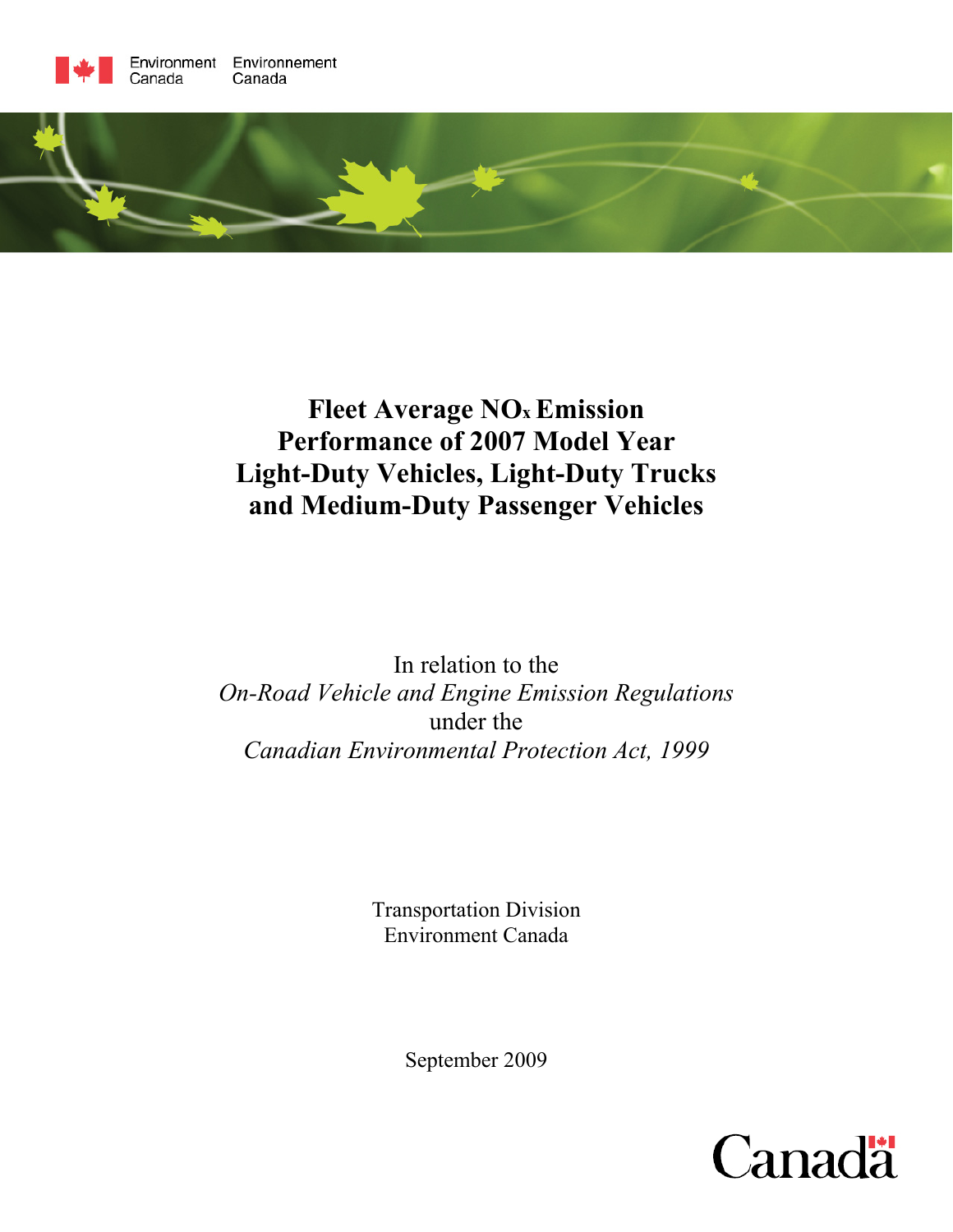Environment Canada    Environnement Canada

# Fleet Average $NO_x$ Emission Performance of 2007 Model Year Light-Duty Vehicles, Light-Duty Trucks and Medium-Duty Passenger Vehicles

In relation to the
*On-Road Vehicle and Engine Emission Regulations*
under the
*Canadian Environmental Protection Act, 1999*

Transportation Division
Environment Canada

September 2009

Canada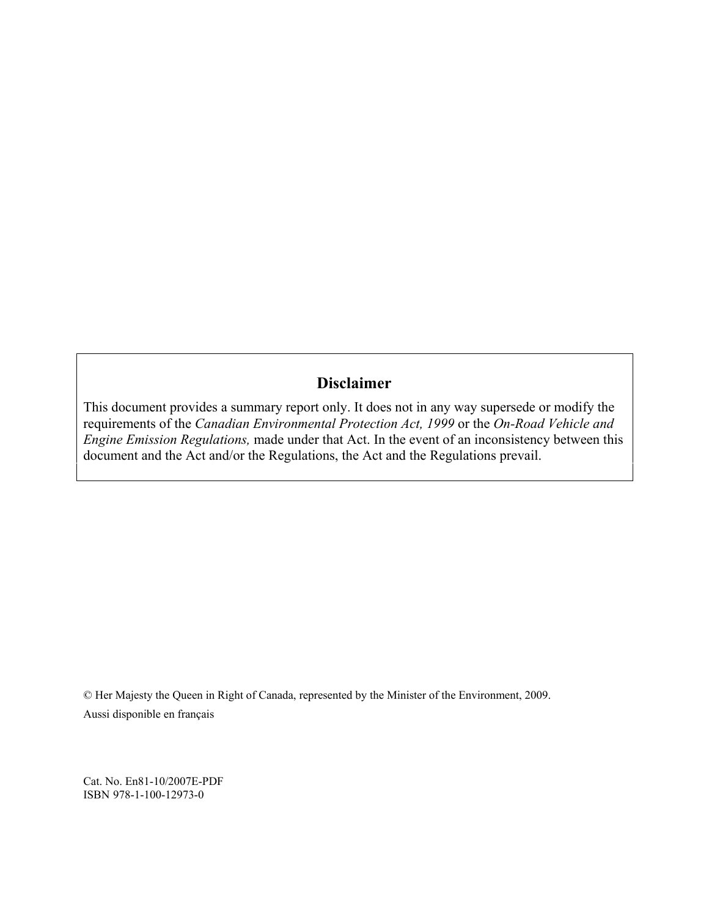## Disclaimer

This document provides a summary report only. It does not in any way supersede or modify the requirements of the *Canadian Environmental Protection Act, 1999* or the *On-Road Vehicle and Engine Emission Regulations,* made under that Act. In the event of an inconsistency between this document and the Act and/or the Regulations, the Act and the Regulations prevail.

© Her Majesty the Queen in Right of Canada, represented by the Minister of the Environment, 2009.

Aussi disponible en français

Cat. No. En81-10/2007E-PDF
ISBN 978-1-100-12973-0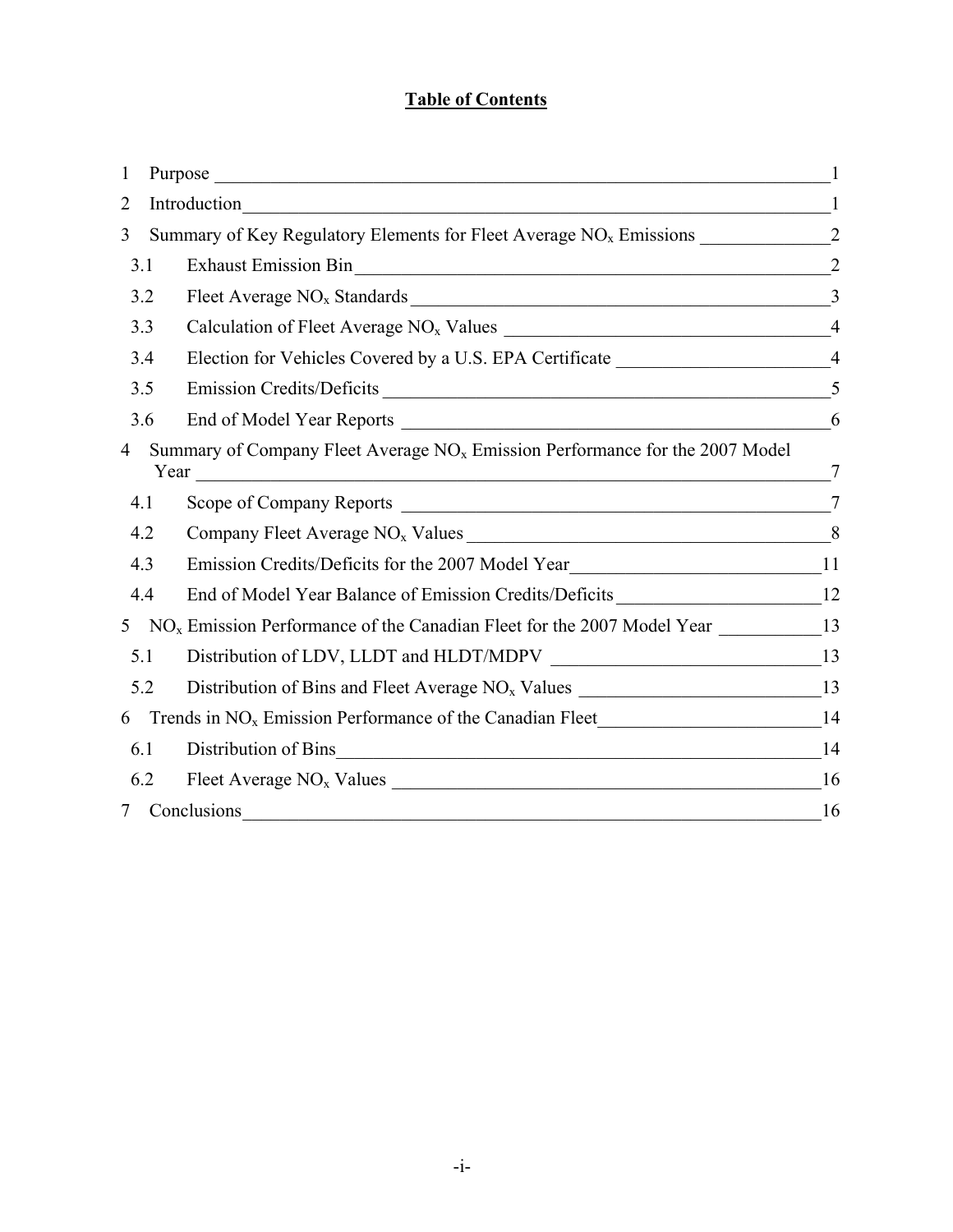# Table of Contents

1 Purpose ... 1

2 Introduction ... 1

3 Summary of Key Regulatory Elements for Fleet Average $NO_x$ Emissions ... 2

- 3.1 Exhaust Emission Bin ... 2
- 3.2 Fleet Average $NO_x$ Standards ... 3
- 3.3 Calculation of Fleet Average $NO_x$ Values ... 4
- 3.4 Election for Vehicles Covered by a U.S. EPA Certificate ... 4
- 3.5 Emission Credits/Deficits ... 5
- 3.6 End of Model Year Reports ... 6

4 Summary of Company Fleet Average $NO_x$ Emission Performance for the 2007 Model Year ... 7

- 4.1 Scope of Company Reports ... 7
- 4.2 Company Fleet Average $NO_x$ Values ... 8
- 4.3 Emission Credits/Deficits for the 2007 Model Year ... 11
- 4.4 End of Model Year Balance of Emission Credits/Deficits ... 12

5 $NO_x$ Emission Performance of the Canadian Fleet for the 2007 Model Year ... 13

- 5.1 Distribution of LDV, LLDT and HLDT/MDPV ... 13
- 5.2 Distribution of Bins and Fleet Average $NO_x$ Values ... 13

6 Trends in $NO_x$ Emission Performance of the Canadian Fleet ... 14

- 6.1 Distribution of Bins ... 14
- 6.2 Fleet Average $NO_x$ Values ... 16

7 Conclusions ... 16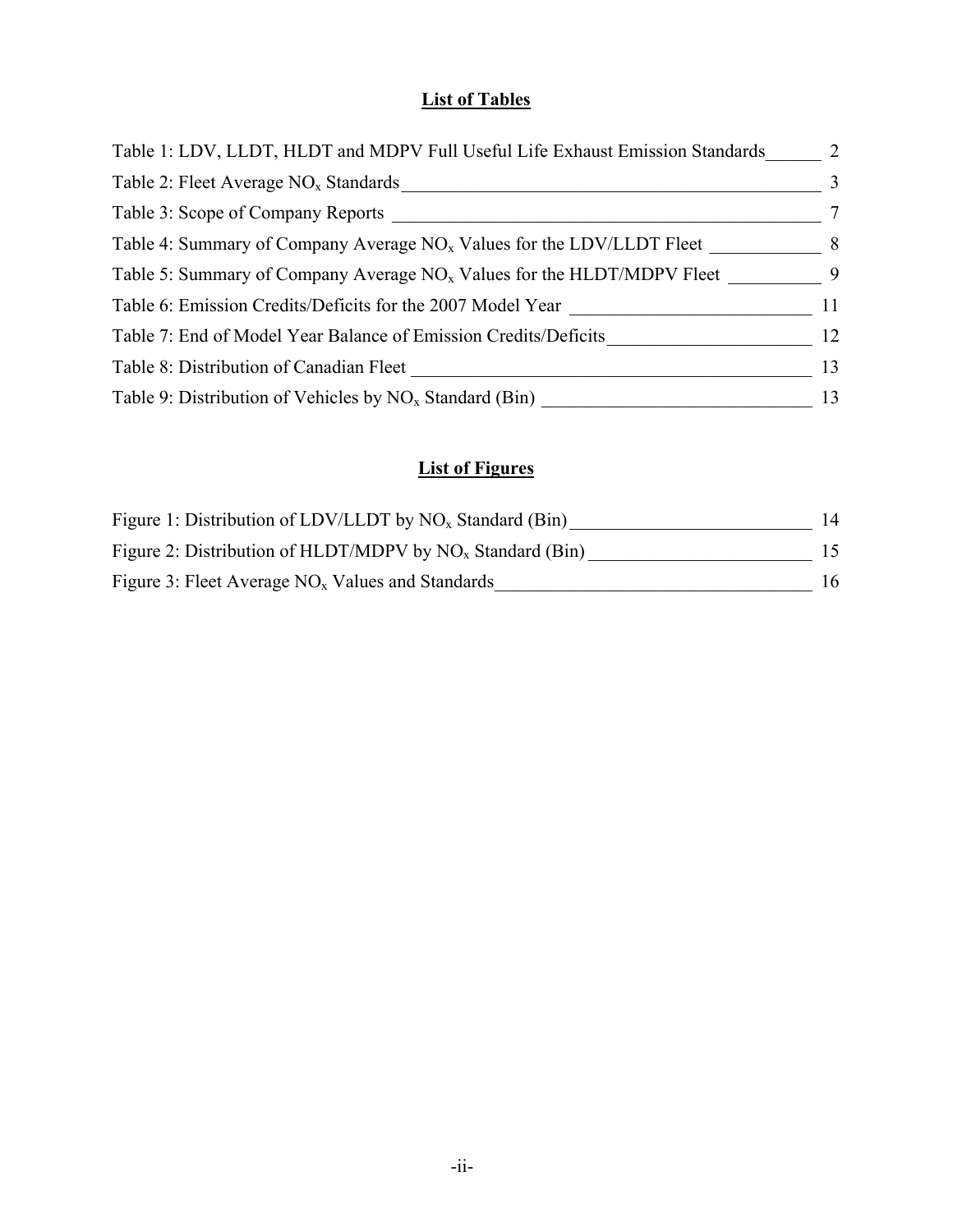## List of Tables

Table 1: LDV, LLDT, HLDT and MDPV Full Useful Life Exhaust Emission Standards ______ 2

Table 2: Fleet Average $NO_x$ Standards ______ 3

Table 3: Scope of Company Reports ______ 7

Table 4: Summary of Company Average $NO_x$ Values for the LDV/LLDT Fleet ______ 8

Table 5: Summary of Company Average $NO_x$ Values for the HLDT/MDPV Fleet ______ 9

Table 6: Emission Credits/Deficits for the 2007 Model Year ______ 11

Table 7: End of Model Year Balance of Emission Credits/Deficits ______ 12

Table 8: Distribution of Canadian Fleet ______ 13

Table 9: Distribution of Vehicles by $NO_x$ Standard (Bin) ______ 13

## List of Figures

Figure 1: Distribution of LDV/LLDT by $NO_x$ Standard (Bin) ______ 14

Figure 2: Distribution of HLDT/MDPV by $NO_x$ Standard (Bin) ______ 15

Figure 3: Fleet Average $NO_x$ Values and Standards ______ 16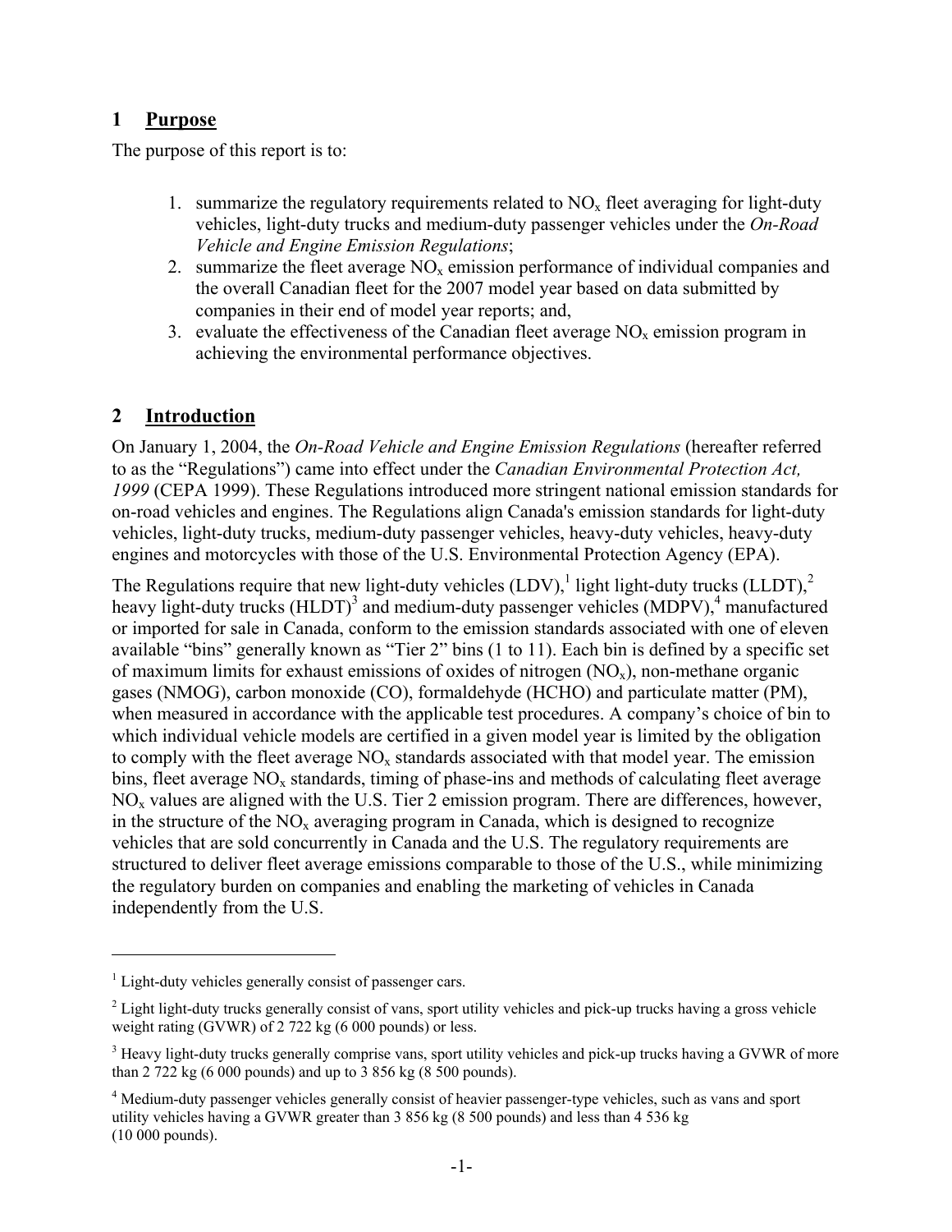## 1 Purpose

The purpose of this report is to:

1. summarize the regulatory requirements related to $NO_x$ fleet averaging for light-duty vehicles, light-duty trucks and medium-duty passenger vehicles under the *On-Road Vehicle and Engine Emission Regulations*;
2. summarize the fleet average $NO_x$ emission performance of individual companies and the overall Canadian fleet for the 2007 model year based on data submitted by companies in their end of model year reports; and,
3. evaluate the effectiveness of the Canadian fleet average $NO_x$ emission program in achieving the environmental performance objectives.

## 2 Introduction

On January 1, 2004, the *On-Road Vehicle and Engine Emission Regulations* (hereafter referred to as the "Regulations") came into effect under the *Canadian Environmental Protection Act, 1999* (CEPA 1999). These Regulations introduced more stringent national emission standards for on-road vehicles and engines. The Regulations align Canada's emission standards for light-duty vehicles, light-duty trucks, medium-duty passenger vehicles, heavy-duty vehicles, heavy-duty engines and motorcycles with those of the U.S. Environmental Protection Agency (EPA).

The Regulations require that new light-duty vehicles (LDV),[1] light light-duty trucks (LLDT),[2] heavy light-duty trucks (HLDT)[3] and medium-duty passenger vehicles (MDPV),[4] manufactured or imported for sale in Canada, conform to the emission standards associated with one of eleven available "bins" generally known as "Tier 2" bins (1 to 11). Each bin is defined by a specific set of maximum limits for exhaust emissions of oxides of nitrogen ($NO_x$), non-methane organic gases (NMOG), carbon monoxide (CO), formaldehyde (HCHO) and particulate matter (PM), when measured in accordance with the applicable test procedures. A company's choice of bin to which individual vehicle models are certified in a given model year is limited by the obligation to comply with the fleet average $NO_x$ standards associated with that model year. The emission bins, fleet average $NO_x$ standards, timing of phase-ins and methods of calculating fleet average $NO_x$ values are aligned with the U.S. Tier 2 emission program. There are differences, however, in the structure of the $NO_x$ averaging program in Canada, which is designed to recognize vehicles that are sold concurrently in Canada and the U.S. The regulatory requirements are structured to deliver fleet average emissions comparable to those of the U.S., while minimizing the regulatory burden on companies and enabling the marketing of vehicles in Canada independently from the U.S.

---

[1] Light-duty vehicles generally consist of passenger cars.

[2] Light light-duty trucks generally consist of vans, sport utility vehicles and pick-up trucks having a gross vehicle weight rating (GVWR) of 2 722 kg (6 000 pounds) or less.

[3] Heavy light-duty trucks generally comprise vans, sport utility vehicles and pick-up trucks having a GVWR of more than 2 722 kg (6 000 pounds) and up to 3 856 kg (8 500 pounds).

[4] Medium-duty passenger vehicles generally consist of heavier passenger-type vehicles, such as vans and sport utility vehicles having a GVWR greater than 3 856 kg (8 500 pounds) and less than 4 536 kg (10 000 pounds).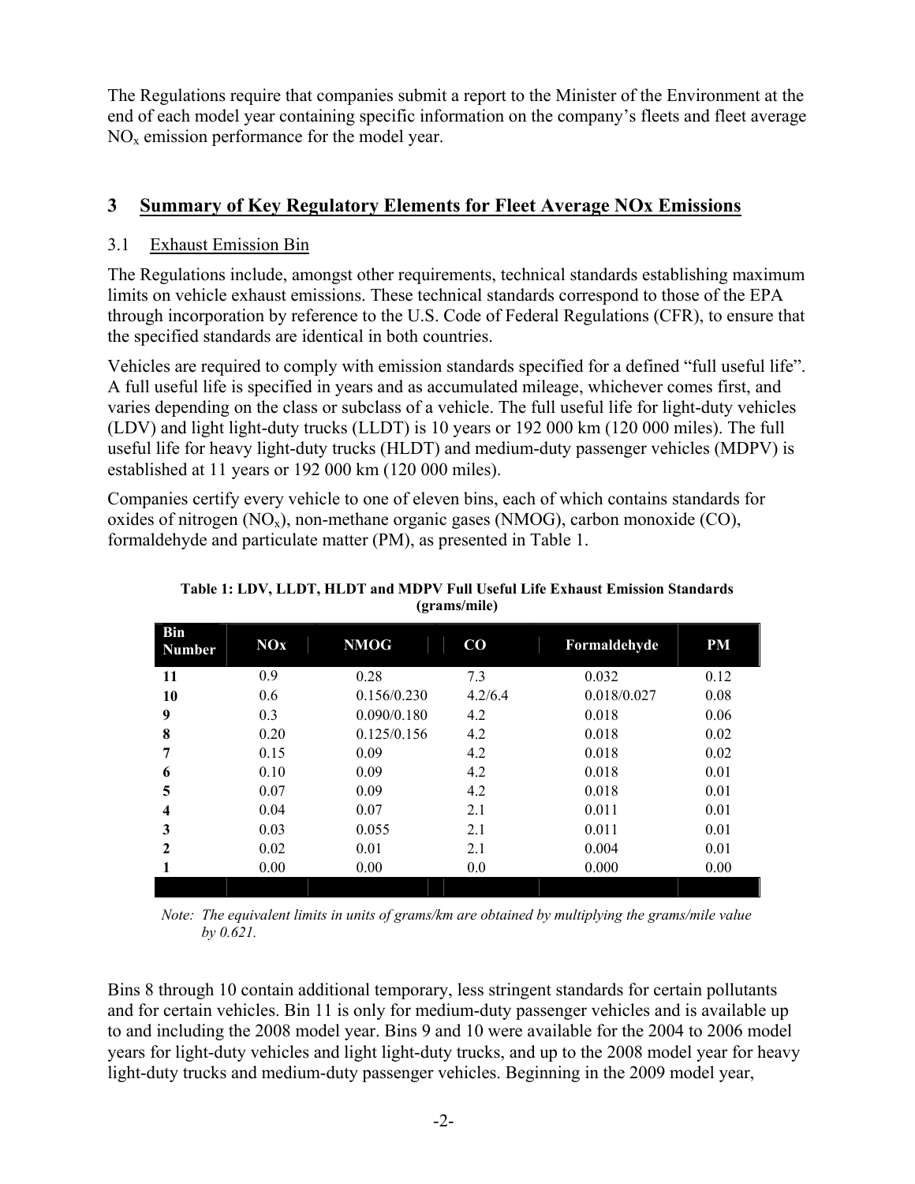The Regulations require that companies submit a report to the Minister of the Environment at the end of each model year containing specific information on the company's fleets and fleet average $NO_x$ emission performance for the model year.

## 3 Summary of Key Regulatory Elements for Fleet Average NOx Emissions

### 3.1 Exhaust Emission Bin

The Regulations include, amongst other requirements, technical standards establishing maximum limits on vehicle exhaust emissions. These technical standards correspond to those of the EPA through incorporation by reference to the U.S. Code of Federal Regulations (CFR), to ensure that the specified standards are identical in both countries.

Vehicles are required to comply with emission standards specified for a defined "full useful life". A full useful life is specified in years and as accumulated mileage, whichever comes first, and varies depending on the class or subclass of a vehicle. The full useful life for light-duty vehicles (LDV) and light light-duty trucks (LLDT) is 10 years or 192 000 km (120 000 miles). The full useful life for heavy light-duty trucks (HLDT) and medium-duty passenger vehicles (MDPV) is established at 11 years or 192 000 km (120 000 miles).

Companies certify every vehicle to one of eleven bins, each of which contains standards for oxides of nitrogen ($NO_x$), non-methane organic gases (NMOG), carbon monoxide (CO), formaldehyde and particulate matter (PM), as presented in Table 1.

**Table 1: LDV, LLDT, HLDT and MDPV Full Useful Life Exhaust Emission Standards (grams/mile)**

| Bin Number | NOx | NMOG | CO | Formaldehyde | PM |
|---|---|---|---|---|---|
| 11 | 0.9 | 0.28 | 7.3 | 0.032 | 0.12 |
| 10 | 0.6 | 0.156/0.230 | 4.2/6.4 | 0.018/0.027 | 0.08 |
| 9 | 0.3 | 0.090/0.180 | 4.2 | 0.018 | 0.06 |
| 8 | 0.20 | 0.125/0.156 | 4.2 | 0.018 | 0.02 |
| 7 | 0.15 | 0.09 | 4.2 | 0.018 | 0.02 |
| 6 | 0.10 | 0.09 | 4.2 | 0.018 | 0.01 |
| 5 | 0.07 | 0.09 | 4.2 | 0.018 | 0.01 |
| 4 | 0.04 | 0.07 | 2.1 | 0.011 | 0.01 |
| 3 | 0.03 | 0.055 | 2.1 | 0.011 | 0.01 |
| 2 | 0.02 | 0.01 | 2.1 | 0.004 | 0.01 |
| 1 | 0.00 | 0.00 | 0.0 | 0.000 | 0.00 |

*Note: The equivalent limits in units of grams/km are obtained by multiplying the grams/mile value by 0.621.*

Bins 8 through 10 contain additional temporary, less stringent standards for certain pollutants and for certain vehicles. Bin 11 is only for medium-duty passenger vehicles and is available up to and including the 2008 model year. Bins 9 and 10 were available for the 2004 to 2006 model years for light-duty vehicles and light light-duty trucks, and up to the 2008 model year for heavy light-duty trucks and medium-duty passenger vehicles. Beginning in the 2009 model year,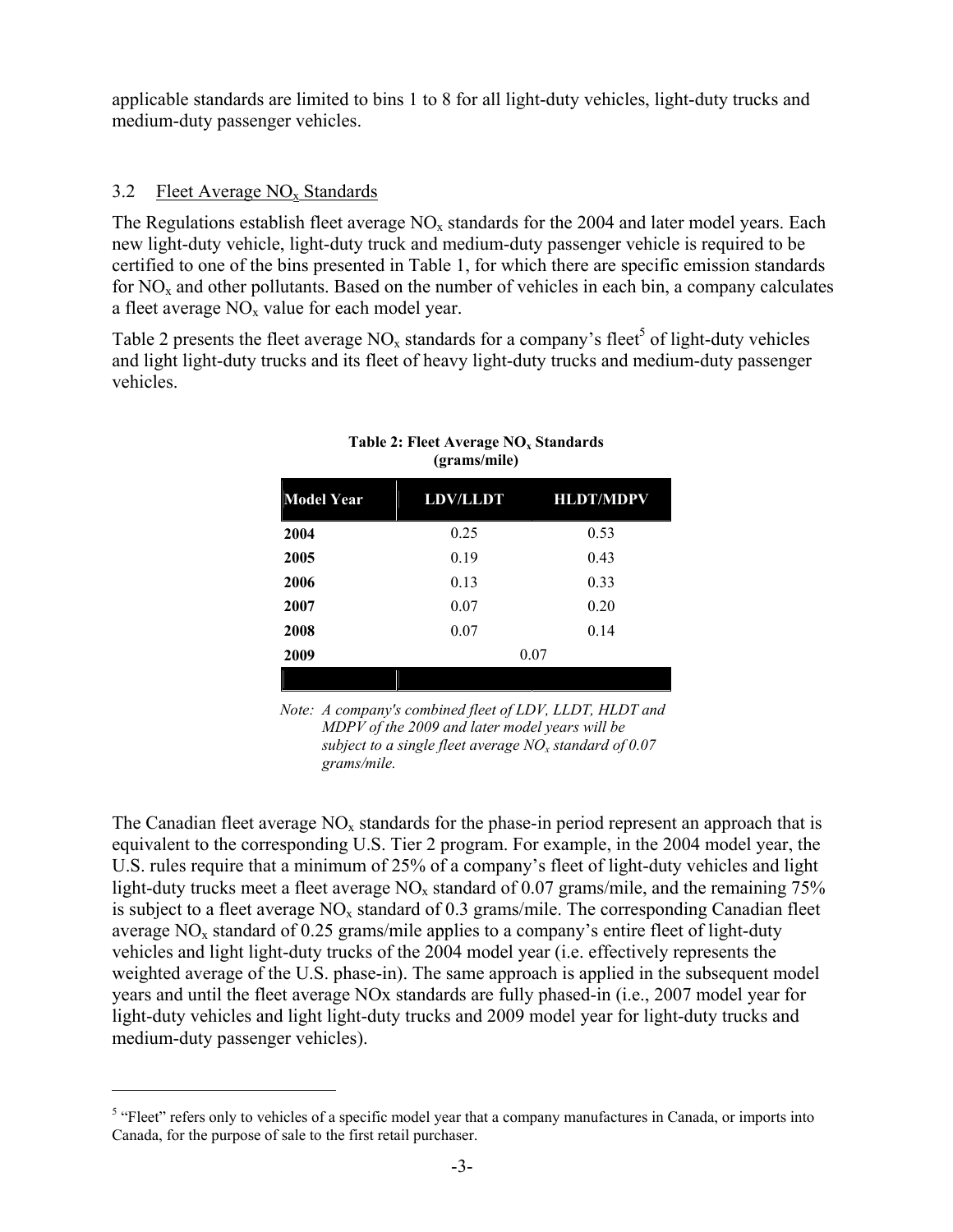applicable standards are limited to bins 1 to 8 for all light-duty vehicles, light-duty trucks and medium-duty passenger vehicles.

### 3.2 Fleet Average $NO_x$ Standards

The Regulations establish fleet average $NO_x$ standards for the 2004 and later model years. Each new light-duty vehicle, light-duty truck and medium-duty passenger vehicle is required to be certified to one of the bins presented in Table 1, for which there are specific emission standards for $NO_x$ and other pollutants. Based on the number of vehicles in each bin, a company calculates a fleet average $NO_x$ value for each model year.

Table 2 presents the fleet average $NO_x$ standards for a company's fleet[5] of light-duty vehicles and light light-duty trucks and its fleet of heavy light-duty trucks and medium-duty passenger vehicles.

**Table 2: Fleet Average $NO_x$ Standards (grams/mile)**

| Model Year | LDV/LLDT | HLDT/MDPV |
|---|---|---|
| **2004** | 0.25 | 0.53 |
| **2005** | 0.19 | 0.43 |
| **2006** | 0.13 | 0.33 |
| **2007** | 0.07 | 0.20 |
| **2008** | 0.07 | 0.14 |
| **2009** | 0.07 | |

*Note: A company's combined fleet of LDV, LLDT, HLDT and MDPV of the 2009 and later model years will be subject to a single fleet average $NO_x$ standard of 0.07 grams/mile.*

The Canadian fleet average $NO_x$ standards for the phase-in period represent an approach that is equivalent to the corresponding U.S. Tier 2 program. For example, in the 2004 model year, the U.S. rules require that a minimum of 25% of a company's fleet of light-duty vehicles and light light-duty trucks meet a fleet average $NO_x$ standard of 0.07 grams/mile, and the remaining 75% is subject to a fleet average $NO_x$ standard of 0.3 grams/mile. The corresponding Canadian fleet average $NO_x$ standard of 0.25 grams/mile applies to a company's entire fleet of light-duty vehicles and light light-duty trucks of the 2004 model year (i.e. effectively represents the weighted average of the U.S. phase-in). The same approach is applied in the subsequent model years and until the fleet average NOx standards are fully phased-in (i.e., 2007 model year for light-duty vehicles and light light-duty trucks and 2009 model year for light-duty trucks and medium-duty passenger vehicles).

[5] "Fleet" refers only to vehicles of a specific model year that a company manufactures in Canada, or imports into Canada, for the purpose of sale to the first retail purchaser.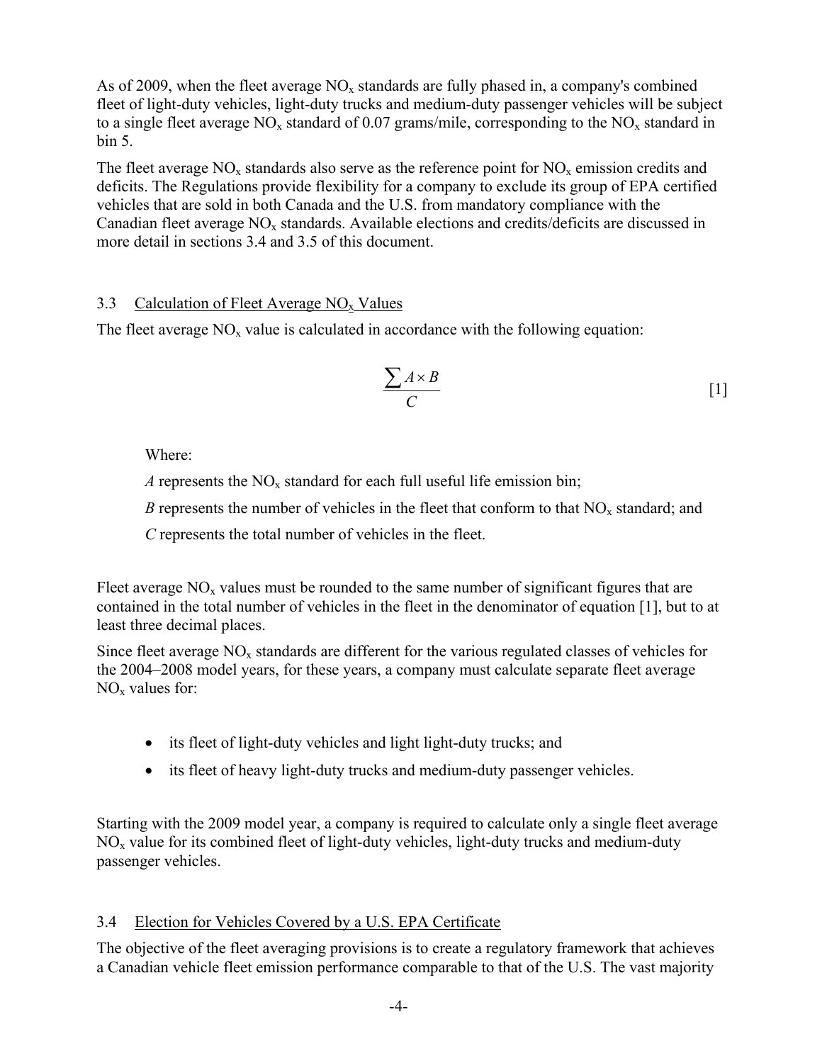As of 2009, when the fleet average $NO_x$ standards are fully phased in, a company's combined fleet of light-duty vehicles, light-duty trucks and medium-duty passenger vehicles will be subject to a single fleet average $NO_x$ standard of 0.07 grams/mile, corresponding to the $NO_x$ standard in bin 5.

The fleet average $NO_x$ standards also serve as the reference point for $NO_x$ emission credits and deficits. The Regulations provide flexibility for a company to exclude its group of EPA certified vehicles that are sold in both Canada and the U.S. from mandatory compliance with the Canadian fleet average $NO_x$ standards. Available elections and credits/deficits are discussed in more detail in sections 3.4 and 3.5 of this document.

### 3.3 Calculation of Fleet Average $NO_x$ Values

The fleet average $NO_x$ value is calculated in accordance with the following equation:

$$\frac{\sum A \times B}{C} \qquad [1]$$

Where:

$A$ represents the $NO_x$ standard for each full useful life emission bin;

$B$ represents the number of vehicles in the fleet that conform to that $NO_x$ standard; and

$C$ represents the total number of vehicles in the fleet.

Fleet average $NO_x$ values must be rounded to the same number of significant figures that are contained in the total number of vehicles in the fleet in the denominator of equation [1], but to at least three decimal places.

Since fleet average $NO_x$ standards are different for the various regulated classes of vehicles for the 2004–2008 model years, for these years, a company must calculate separate fleet average $NO_x$ values for:

- its fleet of light-duty vehicles and light light-duty trucks; and
- its fleet of heavy light-duty trucks and medium-duty passenger vehicles.

Starting with the 2009 model year, a company is required to calculate only a single fleet average $NO_x$ value for its combined fleet of light-duty vehicles, light-duty trucks and medium-duty passenger vehicles.

### 3.4 Election for Vehicles Covered by a U.S. EPA Certificate

The objective of the fleet averaging provisions is to create a regulatory framework that achieves a Canadian vehicle fleet emission performance comparable to that of the U.S. The vast majority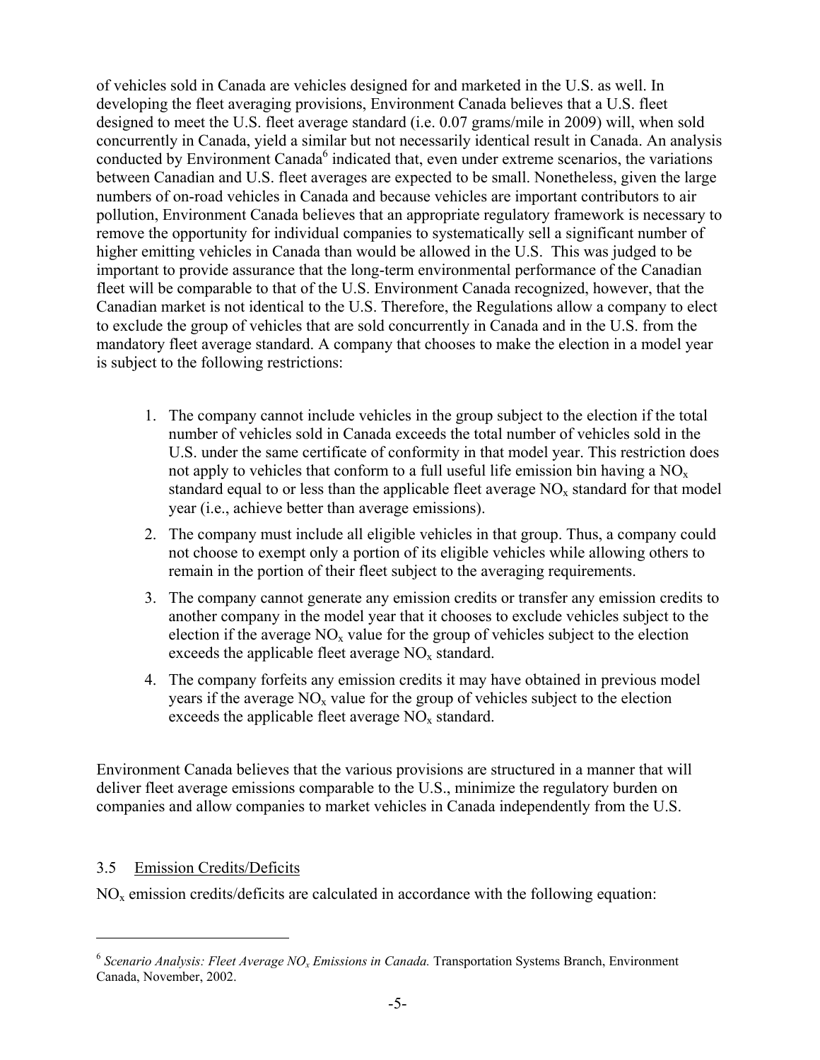of vehicles sold in Canada are vehicles designed for and marketed in the U.S. as well. In developing the fleet averaging provisions, Environment Canada believes that a U.S. fleet designed to meet the U.S. fleet average standard (i.e. 0.07 grams/mile in 2009) will, when sold concurrently in Canada, yield a similar but not necessarily identical result in Canada. An analysis conducted by Environment Canada[6] indicated that, even under extreme scenarios, the variations between Canadian and U.S. fleet averages are expected to be small. Nonetheless, given the large numbers of on-road vehicles in Canada and because vehicles are important contributors to air pollution, Environment Canada believes that an appropriate regulatory framework is necessary to remove the opportunity for individual companies to systematically sell a significant number of higher emitting vehicles in Canada than would be allowed in the U.S. This was judged to be important to provide assurance that the long-term environmental performance of the Canadian fleet will be comparable to that of the U.S. Environment Canada recognized, however, that the Canadian market is not identical to the U.S. Therefore, the Regulations allow a company to elect to exclude the group of vehicles that are sold concurrently in Canada and in the U.S. from the mandatory fleet average standard. A company that chooses to make the election in a model year is subject to the following restrictions:

1. The company cannot include vehicles in the group subject to the election if the total number of vehicles sold in Canada exceeds the total number of vehicles sold in the U.S. under the same certificate of conformity in that model year. This restriction does not apply to vehicles that conform to a full useful life emission bin having a $NO_x$ standard equal to or less than the applicable fleet average $NO_x$ standard for that model year (i.e., achieve better than average emissions).
2. The company must include all eligible vehicles in that group. Thus, a company could not choose to exempt only a portion of its eligible vehicles while allowing others to remain in the portion of their fleet subject to the averaging requirements.
3. The company cannot generate any emission credits or transfer any emission credits to another company in the model year that it chooses to exclude vehicles subject to the election if the average $NO_x$ value for the group of vehicles subject to the election exceeds the applicable fleet average $NO_x$ standard.
4. The company forfeits any emission credits it may have obtained in previous model years if the average $NO_x$ value for the group of vehicles subject to the election exceeds the applicable fleet average $NO_x$ standard.

Environment Canada believes that the various provisions are structured in a manner that will deliver fleet average emissions comparable to the U.S., minimize the regulatory burden on companies and allow companies to market vehicles in Canada independently from the U.S.

### 3.5 Emission Credits/Deficits

$NO_x$ emission credits/deficits are calculated in accordance with the following equation:

[6] *Scenario Analysis: Fleet Average $NO_x$ Emissions in Canada.* Transportation Systems Branch, Environment Canada, November, 2002.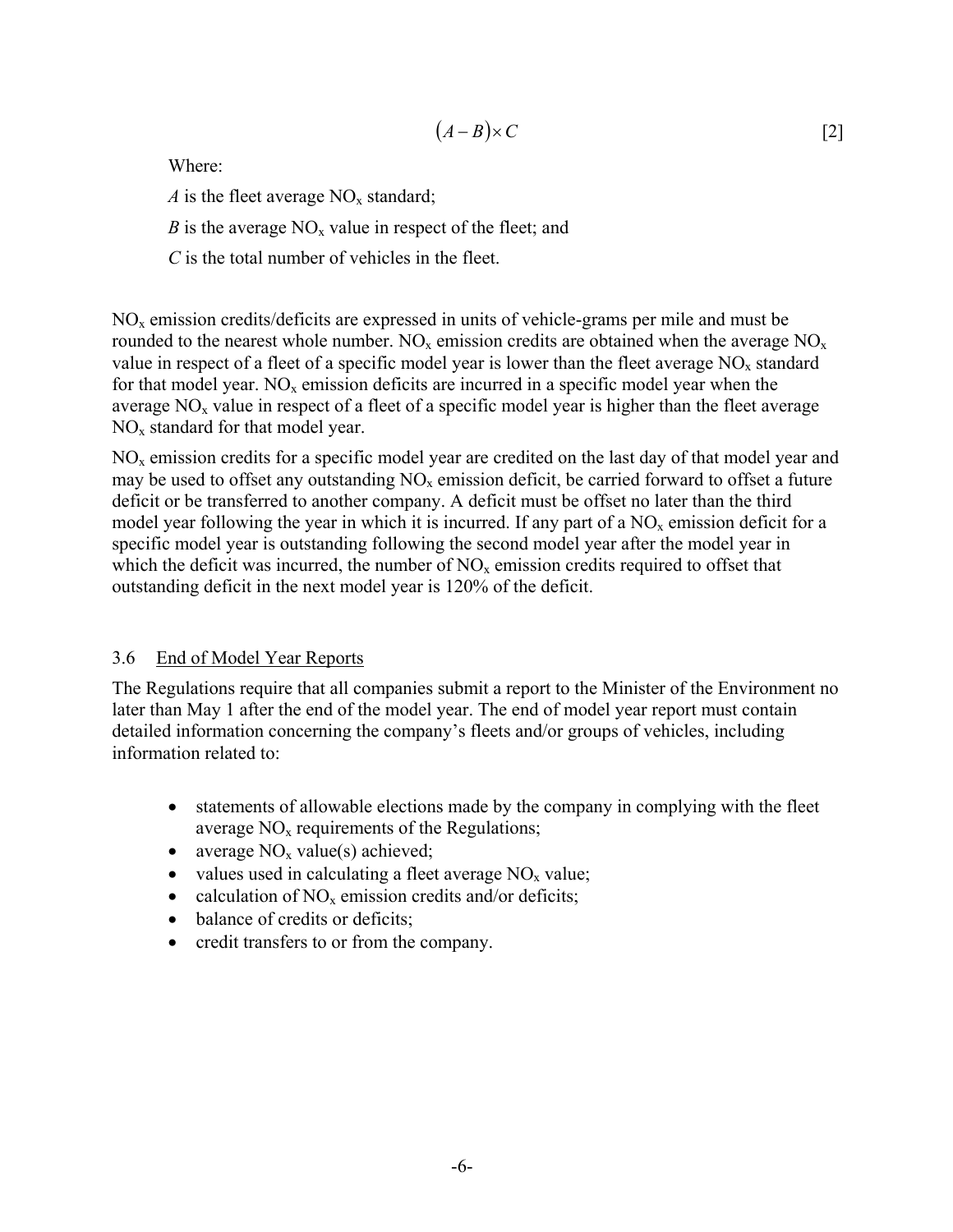$$(A - B) \times C \qquad [2]$$

Where:

$A$ is the fleet average $NO_x$ standard;

$B$ is the average $NO_x$ value in respect of the fleet; and

$C$ is the total number of vehicles in the fleet.

$NO_x$ emission credits/deficits are expressed in units of vehicle-grams per mile and must be rounded to the nearest whole number. $NO_x$ emission credits are obtained when the average $NO_x$ value in respect of a fleet of a specific model year is lower than the fleet average $NO_x$ standard for that model year. $NO_x$ emission deficits are incurred in a specific model year when the average $NO_x$ value in respect of a fleet of a specific model year is higher than the fleet average $NO_x$ standard for that model year.

$NO_x$ emission credits for a specific model year are credited on the last day of that model year and may be used to offset any outstanding $NO_x$ emission deficit, be carried forward to offset a future deficit or be transferred to another company. A deficit must be offset no later than the third model year following the year in which it is incurred. If any part of a $NO_x$ emission deficit for a specific model year is outstanding following the second model year after the model year in which the deficit was incurred, the number of $NO_x$ emission credits required to offset that outstanding deficit in the next model year is 120% of the deficit.

### 3.6 End of Model Year Reports

The Regulations require that all companies submit a report to the Minister of the Environment no later than May 1 after the end of the model year. The end of model year report must contain detailed information concerning the company's fleets and/or groups of vehicles, including information related to:

- statements of allowable elections made by the company in complying with the fleet average $NO_x$ requirements of the Regulations;
- average $NO_x$ value(s) achieved;
- values used in calculating a fleet average $NO_x$ value;
- calculation of $NO_x$ emission credits and/or deficits;
- balance of credits or deficits;
- credit transfers to or from the company.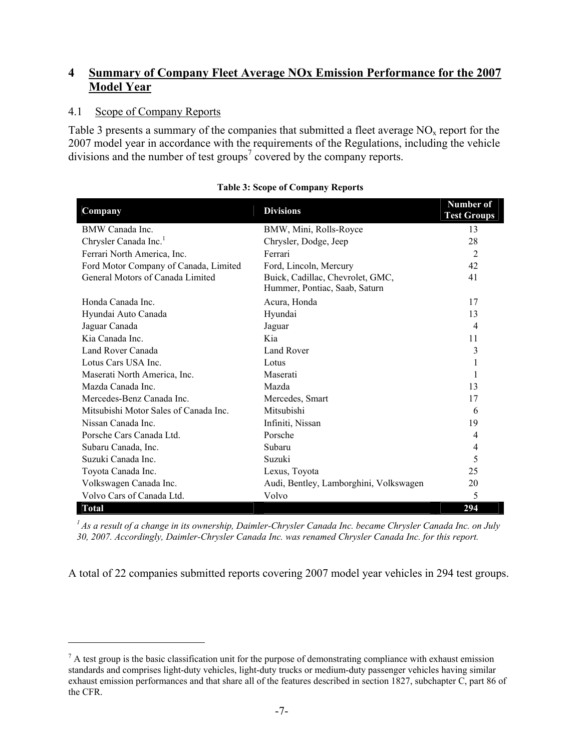## 4 Summary of Company Fleet Average NOx Emission Performance for the 2007 Model Year

### 4.1 Scope of Company Reports

Table 3 presents a summary of the companies that submitted a fleet average $NO_x$ report for the 2007 model year in accordance with the requirements of the Regulations, including the vehicle divisions and the number of test groups[7] covered by the company reports.

**Table 3: Scope of Company Reports**

| Company | Divisions | Number of Test Groups |
|---|---|---|
| BMW Canada Inc. | BMW, Mini, Rolls-Royce | 13 |
| Chrysler Canada Inc.[1] | Chrysler, Dodge, Jeep | 28 |
| Ferrari North America, Inc. | Ferrari | 2 |
| Ford Motor Company of Canada, Limited | Ford, Lincoln, Mercury | 42 |
| General Motors of Canada Limited | Buick, Cadillac, Chevrolet, GMC, Hummer, Pontiac, Saab, Saturn | 41 |
| Honda Canada Inc. | Acura, Honda | 17 |
| Hyundai Auto Canada | Hyundai | 13 |
| Jaguar Canada | Jaguar | 4 |
| Kia Canada Inc. | Kia | 11 |
| Land Rover Canada | Land Rover | 3 |
| Lotus Cars USA Inc. | Lotus | 1 |
| Maserati North America, Inc. | Maserati | 1 |
| Mazda Canada Inc. | Mazda | 13 |
| Mercedes-Benz Canada Inc. | Mercedes, Smart | 17 |
| Mitsubishi Motor Sales of Canada Inc. | Mitsubishi | 6 |
| Nissan Canada Inc. | Infiniti, Nissan | 19 |
| Porsche Cars Canada Ltd. | Porsche | 4 |
| Subaru Canada, Inc. | Subaru | 4 |
| Suzuki Canada Inc. | Suzuki | 5 |
| Toyota Canada Inc. | Lexus, Toyota | 25 |
| Volkswagen Canada Inc. | Audi, Bentley, Lamborghini, Volkswagen | 20 |
| Volvo Cars of Canada Ltd. | Volvo | 5 |
| **Total** | | **294** |

*[1] As a result of a change in its ownership, Daimler-Chrysler Canada Inc. became Chrysler Canada Inc. on July 30, 2007. Accordingly, Daimler-Chrysler Canada Inc. was renamed Chrysler Canada Inc. for this report.*

A total of 22 companies submitted reports covering 2007 model year vehicles in 294 test groups.

---

[7] A test group is the basic classification unit for the purpose of demonstrating compliance with exhaust emission standards and comprises light-duty vehicles, light-duty trucks or medium-duty passenger vehicles having similar exhaust emission performances and that share all of the features described in section 1827, subchapter C, part 86 of the CFR.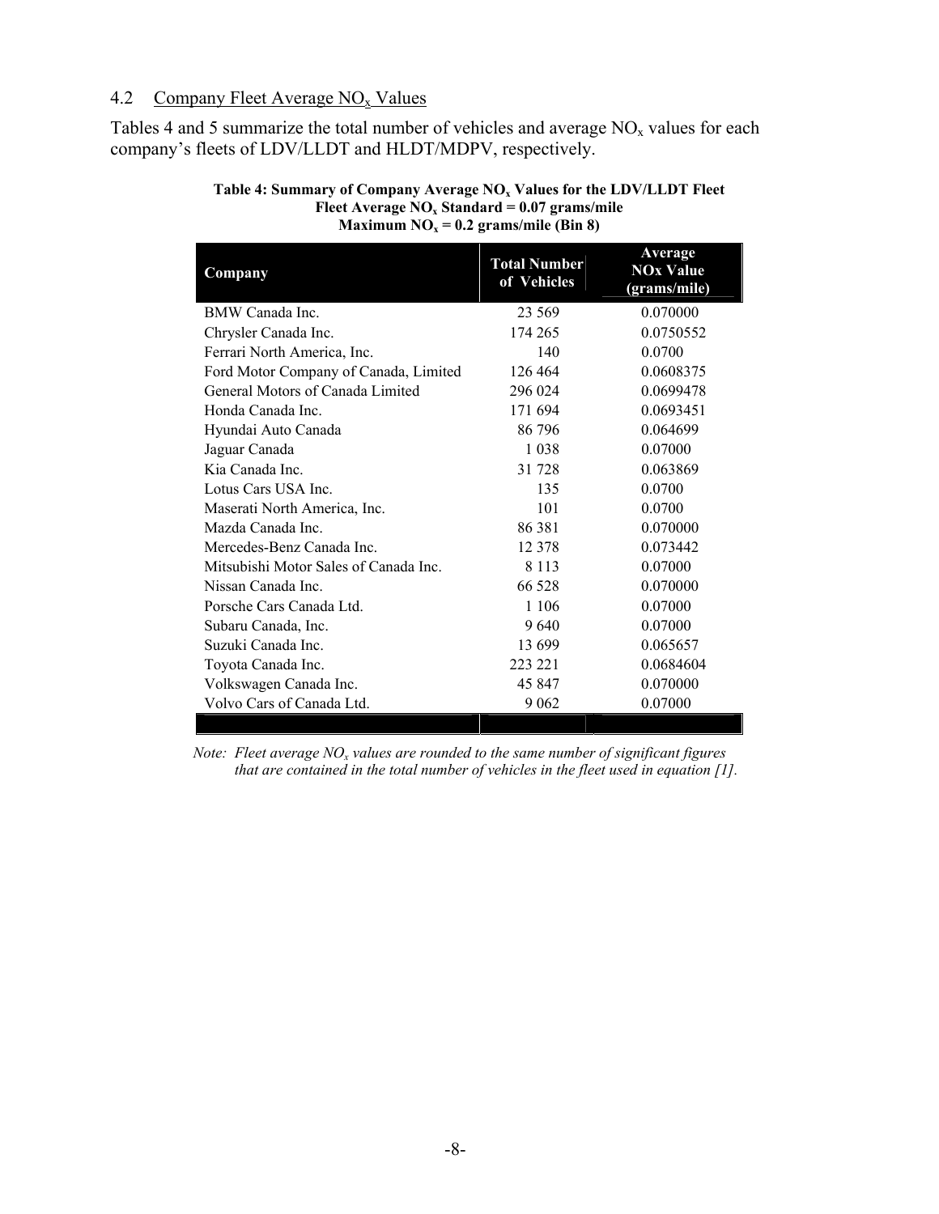## 4.2 Company Fleet Average $NO_x$ Values

Tables 4 and 5 summarize the total number of vehicles and average $NO_x$ values for each company's fleets of LDV/LLDT and HLDT/MDPV, respectively.

**Table 4: Summary of Company Average $NO_x$ Values for the LDV/LLDT Fleet**
**Fleet Average $NO_x$ Standard = 0.07 grams/mile**
**Maximum $NO_x$ = 0.2 grams/mile (Bin 8)**

| Company | Total Number of Vehicles | Average NOx Value (grams/mile) |
|---|---|---|
| BMW Canada Inc. | 23 569 | 0.070000 |
| Chrysler Canada Inc. | 174 265 | 0.0750552 |
| Ferrari North America, Inc. | 140 | 0.0700 |
| Ford Motor Company of Canada, Limited | 126 464 | 0.0608375 |
| General Motors of Canada Limited | 296 024 | 0.0699478 |
| Honda Canada Inc. | 171 694 | 0.0693451 |
| Hyundai Auto Canada | 86 796 | 0.064699 |
| Jaguar Canada | 1 038 | 0.07000 |
| Kia Canada Inc. | 31 728 | 0.063869 |
| Lotus Cars USA Inc. | 135 | 0.0700 |
| Maserati North America, Inc. | 101 | 0.0700 |
| Mazda Canada Inc. | 86 381 | 0.070000 |
| Mercedes-Benz Canada Inc. | 12 378 | 0.073442 |
| Mitsubishi Motor Sales of Canada Inc. | 8 113 | 0.07000 |
| Nissan Canada Inc. | 66 528 | 0.070000 |
| Porsche Cars Canada Ltd. | 1 106 | 0.07000 |
| Subaru Canada, Inc. | 9 640 | 0.07000 |
| Suzuki Canada Inc. | 13 699 | 0.065657 |
| Toyota Canada Inc. | 223 221 | 0.0684604 |
| Volkswagen Canada Inc. | 45 847 | 0.070000 |
| Volvo Cars of Canada Ltd. | 9 062 | 0.07000 |

*Note: Fleet average $NO_x$ values are rounded to the same number of significant figures that are contained in the total number of vehicles in the fleet used in equation [1].*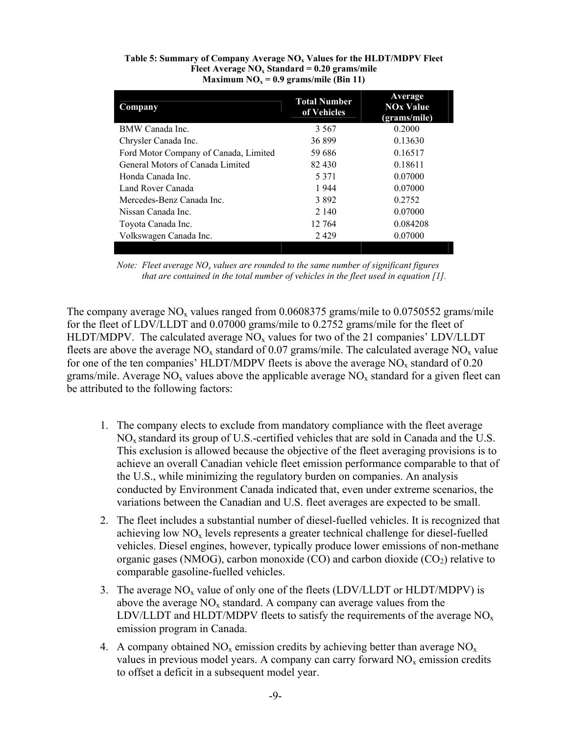**Table 5: Summary of Company Average $NO_x$ Values for the HLDT/MDPV Fleet**
**Fleet Average $NO_x$ Standard = 0.20 grams/mile**
**Maximum $NO_x$ = 0.9 grams/mile (Bin 11)**

| Company | Total Number of Vehicles | Average NOx Value (grams/mile) |
|---|---|---|
| BMW Canada Inc. | 3 567 | 0.2000 |
| Chrysler Canada Inc. | 36 899 | 0.13630 |
| Ford Motor Company of Canada, Limited | 59 686 | 0.16517 |
| General Motors of Canada Limited | 82 430 | 0.18611 |
| Honda Canada Inc. | 5 371 | 0.07000 |
| Land Rover Canada | 1 944 | 0.07000 |
| Mercedes-Benz Canada Inc. | 3 892 | 0.2752 |
| Nissan Canada Inc. | 2 140 | 0.07000 |
| Toyota Canada Inc. | 12 764 | 0.084208 |
| Volkswagen Canada Inc. | 2 429 | 0.07000 |

*Note: Fleet average $NO_x$ values are rounded to the same number of significant figures that are contained in the total number of vehicles in the fleet used in equation [1].*

The company average $NO_x$ values ranged from 0.0608375 grams/mile to 0.0750552 grams/mile for the fleet of LDV/LLDT and 0.07000 grams/mile to 0.2752 grams/mile for the fleet of HLDT/MDPV. The calculated average $NO_x$ values for two of the 21 companies' LDV/LLDT fleets are above the average $NO_x$ standard of 0.07 grams/mile. The calculated average $NO_x$ value for one of the ten companies' HLDT/MDPV fleets is above the average $NO_x$ standard of 0.20 grams/mile. Average $NO_x$ values above the applicable average $NO_x$ standard for a given fleet can be attributed to the following factors:

1. The company elects to exclude from mandatory compliance with the fleet average $NO_x$ standard its group of U.S.-certified vehicles that are sold in Canada and the U.S. This exclusion is allowed because the objective of the fleet averaging provisions is to achieve an overall Canadian vehicle fleet emission performance comparable to that of the U.S., while minimizing the regulatory burden on companies. An analysis conducted by Environment Canada indicated that, even under extreme scenarios, the variations between the Canadian and U.S. fleet averages are expected to be small.
2. The fleet includes a substantial number of diesel-fuelled vehicles. It is recognized that achieving low $NO_x$ levels represents a greater technical challenge for diesel-fuelled vehicles. Diesel engines, however, typically produce lower emissions of non-methane organic gases (NMOG), carbon monoxide (CO) and carbon dioxide ($CO_2$) relative to comparable gasoline-fuelled vehicles.
3. The average $NO_x$ value of only one of the fleets (LDV/LLDT or HLDT/MDPV) is above the average $NO_x$ standard. A company can average values from the LDV/LLDT and HLDT/MDPV fleets to satisfy the requirements of the average $NO_x$ emission program in Canada.
4. A company obtained $NO_x$ emission credits by achieving better than average $NO_x$ values in previous model years. A company can carry forward $NO_x$ emission credits to offset a deficit in a subsequent model year.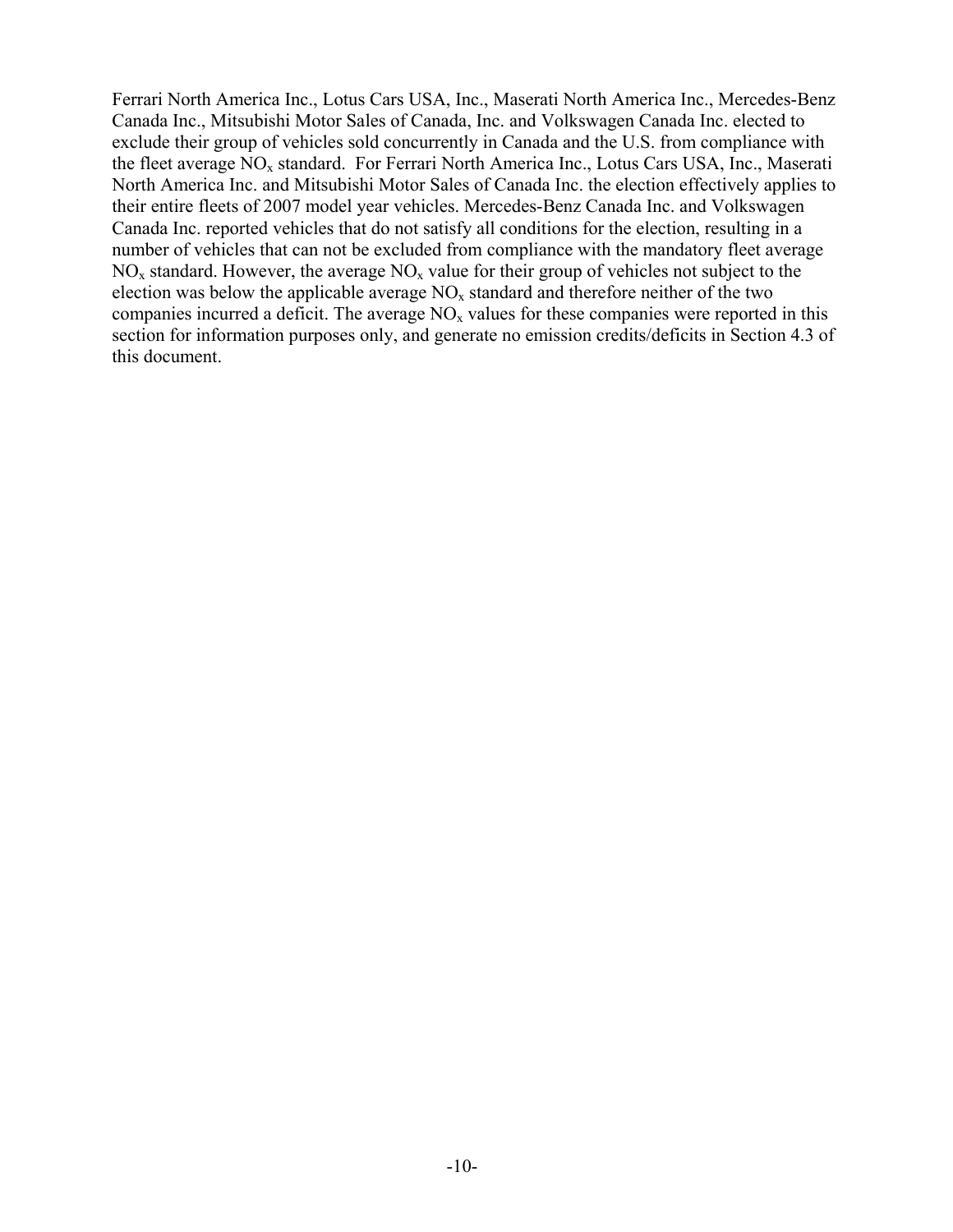Ferrari North America Inc., Lotus Cars USA, Inc., Maserati North America Inc., Mercedes-Benz Canada Inc., Mitsubishi Motor Sales of Canada, Inc. and Volkswagen Canada Inc. elected to exclude their group of vehicles sold concurrently in Canada and the U.S. from compliance with the fleet average $NO_x$ standard. For Ferrari North America Inc., Lotus Cars USA, Inc., Maserati North America Inc. and Mitsubishi Motor Sales of Canada Inc. the election effectively applies to their entire fleets of 2007 model year vehicles. Mercedes-Benz Canada Inc. and Volkswagen Canada Inc. reported vehicles that do not satisfy all conditions for the election, resulting in a number of vehicles that can not be excluded from compliance with the mandatory fleet average $NO_x$ standard. However, the average $NO_x$ value for their group of vehicles not subject to the election was below the applicable average $NO_x$ standard and therefore neither of the two companies incurred a deficit. The average $NO_x$ values for these companies were reported in this section for information purposes only, and generate no emission credits/deficits in Section 4.3 of this document.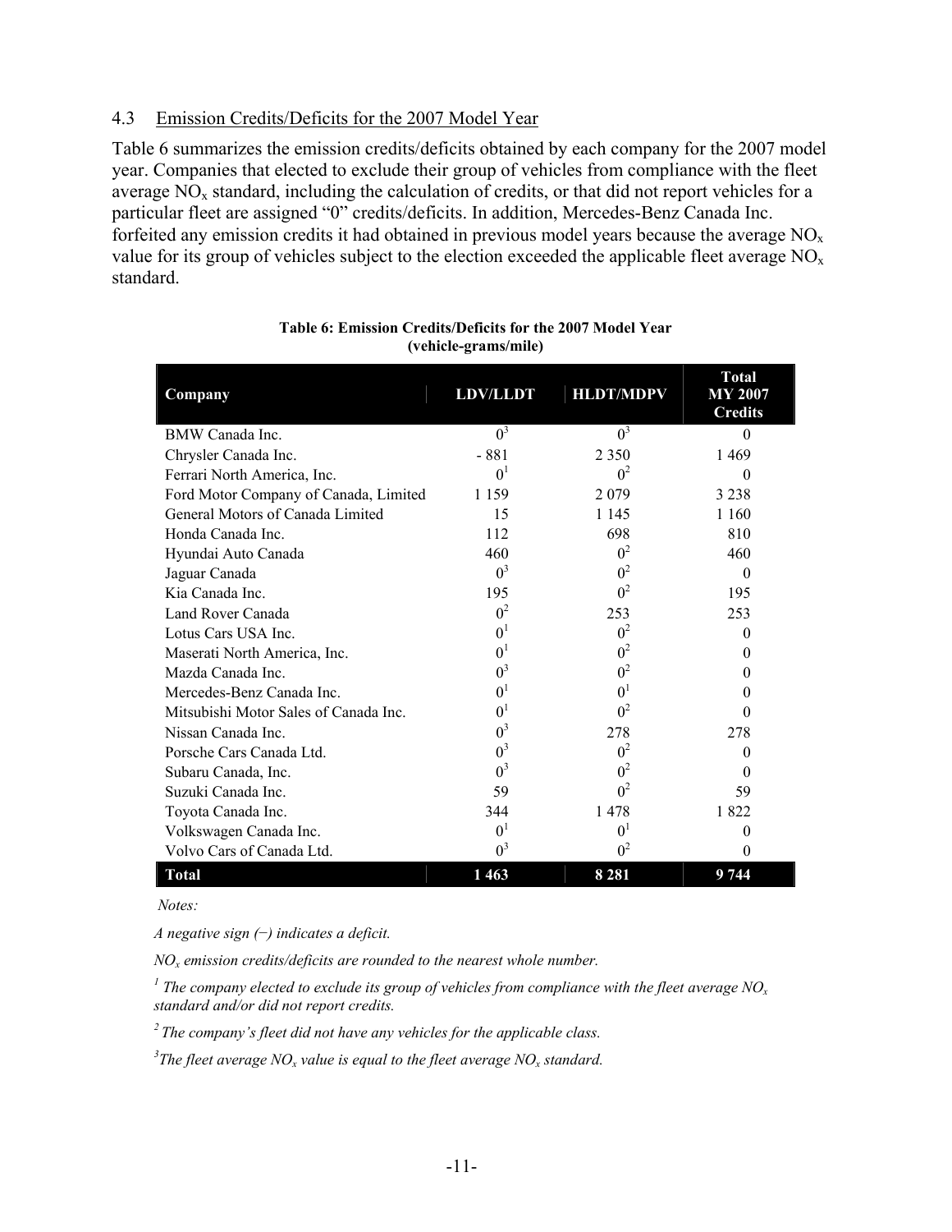### 4.3 Emission Credits/Deficits for the 2007 Model Year

Table 6 summarizes the emission credits/deficits obtained by each company for the 2007 model year. Companies that elected to exclude their group of vehicles from compliance with the fleet average $NO_x$ standard, including the calculation of credits, or that did not report vehicles for a particular fleet are assigned "0" credits/deficits. In addition, Mercedes-Benz Canada Inc. forfeited any emission credits it had obtained in previous model years because the average $NO_x$ value for its group of vehicles subject to the election exceeded the applicable fleet average $NO_x$ standard.

**Table 6: Emission Credits/Deficits for the 2007 Model Year (vehicle-grams/mile)**

| Company | LDV/LLDT | HLDT/MDPV | Total MY 2007 Credits |
|---|---|---|---|
| BMW Canada Inc. | 0[3] | 0[3] | 0 |
| Chrysler Canada Inc. | - 881 | 2 350 | 1 469 |
| Ferrari North America, Inc. | 0[1] | 0[2] | 0 |
| Ford Motor Company of Canada, Limited | 1 159 | 2 079 | 3 238 |
| General Motors of Canada Limited | 15 | 1 145 | 1 160 |
| Honda Canada Inc. | 112 | 698 | 810 |
| Hyundai Auto Canada | 460 | 0[2] | 460 |
| Jaguar Canada | 0[3] | 0[2] | 0 |
| Kia Canada Inc. | 195 | 0[2] | 195 |
| Land Rover Canada | 0[2] | 253 | 253 |
| Lotus Cars USA Inc. | 0[1] | 0[2] | 0 |
| Maserati North America, Inc. | 0[1] | 0[2] | 0 |
| Mazda Canada Inc. | 0[3] | 0[2] | 0 |
| Mercedes-Benz Canada Inc. | 0[1] | 0[1] | 0 |
| Mitsubishi Motor Sales of Canada Inc. | 0[1] | 0[2] | 0 |
| Nissan Canada Inc. | 0[3] | 278 | 278 |
| Porsche Cars Canada Ltd. | 0[3] | 0[2] | 0 |
| Subaru Canada, Inc. | 0[3] | 0[2] | 0 |
| Suzuki Canada Inc. | 59 | 0[2] | 59 |
| Toyota Canada Inc. | 344 | 1 478 | 1 822 |
| Volkswagen Canada Inc. | 0[1] | 0[1] | 0 |
| Volvo Cars of Canada Ltd. | 0[3] | 0[2] | 0 |
| **Total** | **1 463** | **8 281** | **9 744** |

*Notes:*

*A negative sign (−) indicates a deficit.*

*$NO_x$ emission credits/deficits are rounded to the nearest whole number.*

[1] *The company elected to exclude its group of vehicles from compliance with the fleet average $NO_x$ standard and/or did not report credits.*

[2] *The company's fleet did not have any vehicles for the applicable class.*

[3] *The fleet average $NO_x$ value is equal to the fleet average $NO_x$ standard.*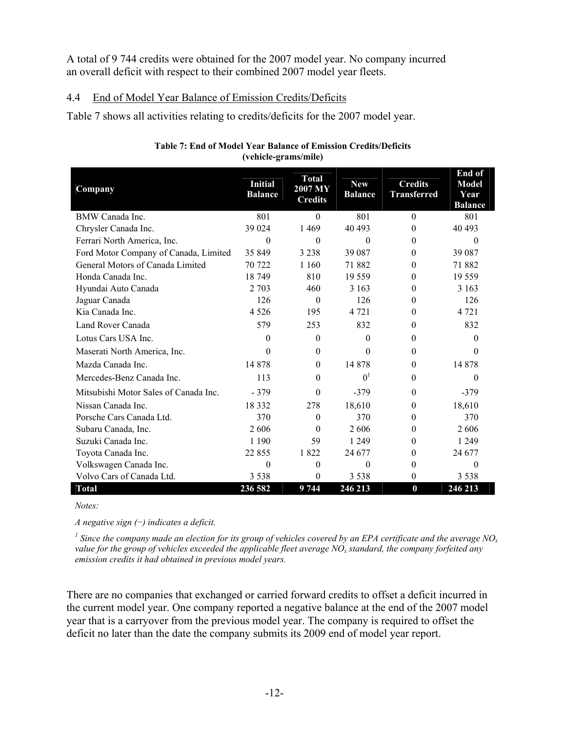A total of 9 744 credits were obtained for the 2007 model year. No company incurred an overall deficit with respect to their combined 2007 model year fleets.

## 4.4 End of Model Year Balance of Emission Credits/Deficits

Table 7 shows all activities relating to credits/deficits for the 2007 model year.

**Table 7: End of Model Year Balance of Emission Credits/Deficits (vehicle-grams/mile)**

| Company | Initial Balance | Total 2007 MY Credits | New Balance | Credits Transferred | End of Model Year Balance |
|---|---|---|---|---|---|
| BMW Canada Inc. | 801 | 0 | 801 | 0 | 801 |
| Chrysler Canada Inc. | 39 024 | 1 469 | 40 493 | 0 | 40 493 |
| Ferrari North America, Inc. | 0 | 0 | 0 | 0 | 0 |
| Ford Motor Company of Canada, Limited | 35 849 | 3 238 | 39 087 | 0 | 39 087 |
| General Motors of Canada Limited | 70 722 | 1 160 | 71 882 | 0 | 71 882 |
| Honda Canada Inc. | 18 749 | 810 | 19 559 | 0 | 19 559 |
| Hyundai Auto Canada | 2 703 | 460 | 3 163 | 0 | 3 163 |
| Jaguar Canada | 126 | 0 | 126 | 0 | 126 |
| Kia Canada Inc. | 4 526 | 195 | 4 721 | 0 | 4 721 |
| Land Rover Canada | 579 | 253 | 832 | 0 | 832 |
| Lotus Cars USA Inc. | 0 | 0 | 0 | 0 | 0 |
| Maserati North America, Inc. | 0 | 0 | 0 | 0 | 0 |
| Mazda Canada Inc. | 14 878 | 0 | 14 878 | 0 | 14 878 |
| Mercedes-Benz Canada Inc. | 113 | 0 | 0[1] | 0 | 0 |
| Mitsubishi Motor Sales of Canada Inc. | - 379 | 0 | -379 | 0 | -379 |
| Nissan Canada Inc. | 18 332 | 278 | 18,610 | 0 | 18,610 |
| Porsche Cars Canada Ltd. | 370 | 0 | 370 | 0 | 370 |
| Subaru Canada, Inc. | 2 606 | 0 | 2 606 | 0 | 2 606 |
| Suzuki Canada Inc. | 1 190 | 59 | 1 249 | 0 | 1 249 |
| Toyota Canada Inc. | 22 855 | 1 822 | 24 677 | 0 | 24 677 |
| Volkswagen Canada Inc. | 0 | 0 | 0 | 0 | 0 |
| Volvo Cars of Canada Ltd. | 3 538 | 0 | 3 538 | 0 | 3 538 |
| **Total** | **236 582** | **9 744** | **246 213** | **0** | **246 213** |

*Notes:*

*A negative sign (−) indicates a deficit.*

*[1] Since the company made an election for its group of vehicles covered by an EPA certificate and the average $NO_x$ value for the group of vehicles exceeded the applicable fleet average $NO_x$ standard, the company forfeited any emission credits it had obtained in previous model years.*

There are no companies that exchanged or carried forward credits to offset a deficit incurred in the current model year. One company reported a negative balance at the end of the 2007 model year that is a carryover from the previous model year. The company is required to offset the deficit no later than the date the company submits its 2009 end of model year report.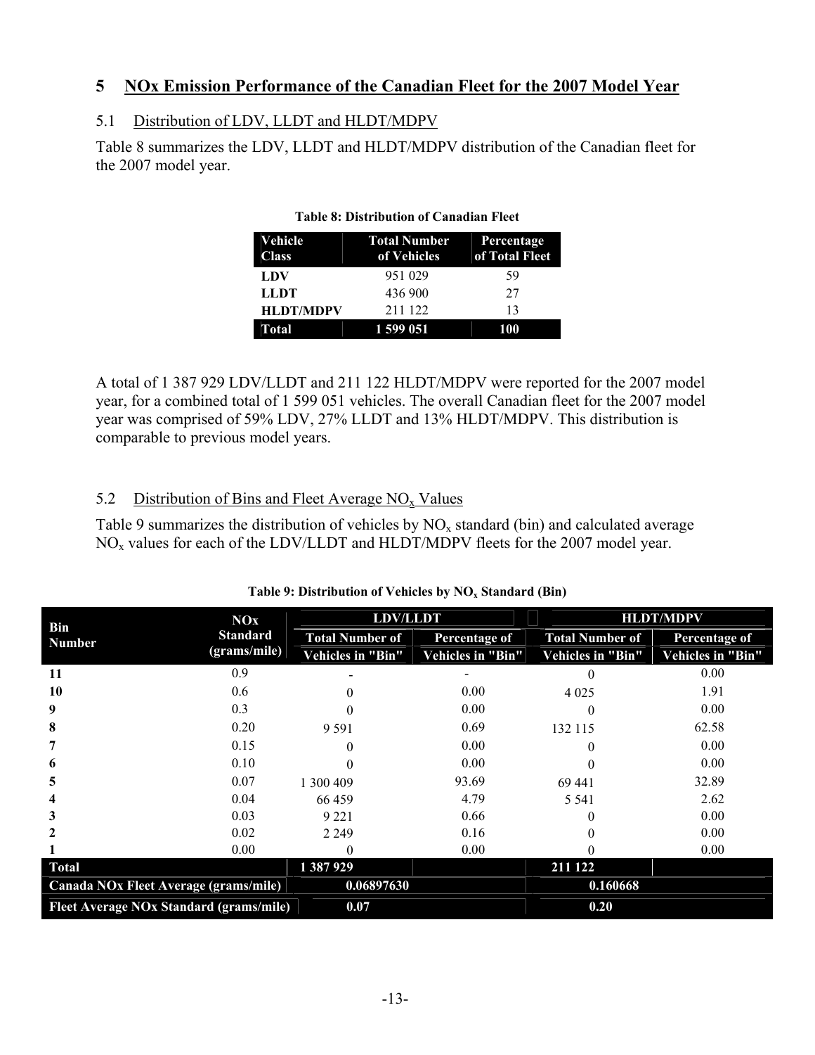## 5 NOx Emission Performance of the Canadian Fleet for the 2007 Model Year

### 5.1 Distribution of LDV, LLDT and HLDT/MDPV

Table 8 summarizes the LDV, LLDT and HLDT/MDPV distribution of the Canadian fleet for the 2007 model year.

**Table 8: Distribution of Canadian Fleet**

| Vehicle Class | Total Number of Vehicles | Percentage of Total Fleet |
|---|---|---|
| **LDV** | 951 029 | 59 |
| **LLDT** | 436 900 | 27 |
| **HLDT/MDPV** | 211 122 | 13 |
| **Total** | **1 599 051** | **100** |

A total of 1 387 929 LDV/LLDT and 211 122 HLDT/MDPV were reported for the 2007 model year, for a combined total of 1 599 051 vehicles. The overall Canadian fleet for the 2007 model year was comprised of 59% LDV, 27% LLDT and 13% HLDT/MDPV. This distribution is comparable to previous model years.

### 5.2 Distribution of Bins and Fleet Average $NO_x$ Values

Table 9 summarizes the distribution of vehicles by $NO_x$ standard (bin) and calculated average $NO_x$ values for each of the LDV/LLDT and HLDT/MDPV fleets for the 2007 model year.

**Table 9: Distribution of Vehicles by $NO_x$ Standard (Bin)**

| Bin Number | NOx Standard (grams/mile) | LDV/LLDT | | HLDT/MDPV | |
|---|---|---|---|---|---|
| | | Total Number of Vehicles in "Bin" | Percentage of Vehicles in "Bin" | Total Number of Vehicles in "Bin" | Percentage of Vehicles in "Bin" |
| **11** | 0.9 | - | - | 0 | 0.00 |
| **10** | 0.6 | 0 | 0.00 | 4 025 | 1.91 |
| **9** | 0.3 | 0 | 0.00 | 0 | 0.00 |
| **8** | 0.20 | 9 591 | 0.69 | 132 115 | 62.58 |
| **7** | 0.15 | 0 | 0.00 | 0 | 0.00 |
| **6** | 0.10 | 0 | 0.00 | 0 | 0.00 |
| **5** | 0.07 | 1 300 409 | 93.69 | 69 441 | 32.89 |
| **4** | 0.04 | 66 459 | 4.79 | 5 541 | 2.62 |
| **3** | 0.03 | 9 221 | 0.66 | 0 | 0.00 |
| **2** | 0.02 | 2 249 | 0.16 | 0 | 0.00 |
| **1** | 0.00 | 0 | 0.00 | 0 | 0.00 |
| **Total** | | **1 387 929** | | **211 122** | |
| **Canada NOx Fleet Average (grams/mile)** | | **0.06897630** | | **0.160668** | |
| **Fleet Average NOx Standard (grams/mile)** | | **0.07** | | **0.20** | |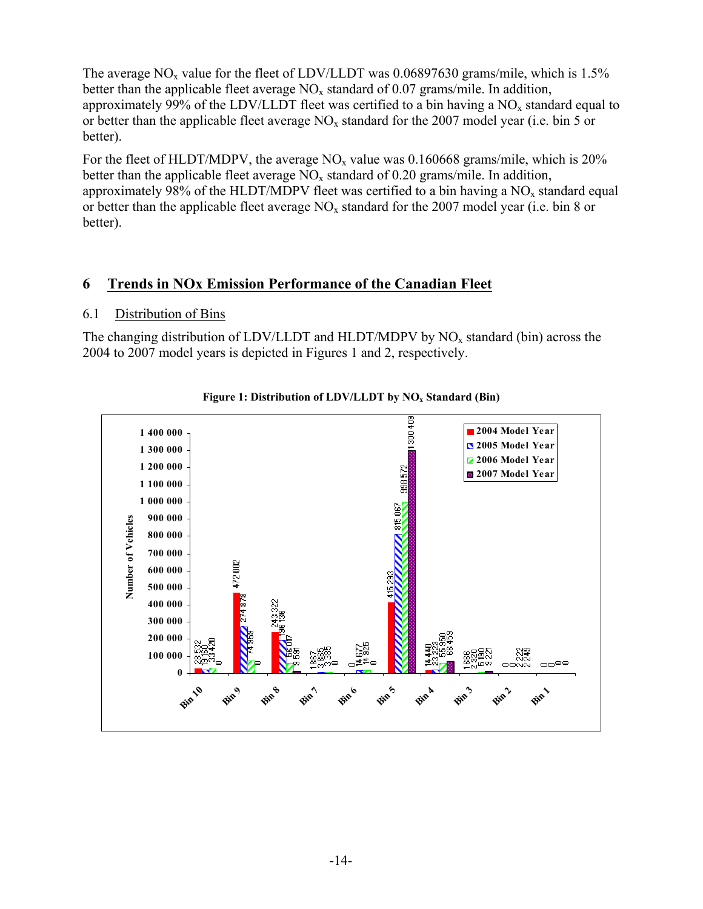The average $NO_x$ value for the fleet of LDV/LLDT was 0.06897630 grams/mile, which is 1.5% better than the applicable fleet average $NO_x$ standard of 0.07 grams/mile. In addition, approximately 99% of the LDV/LLDT fleet was certified to a bin having a $NO_x$ standard equal to or better than the applicable fleet average $NO_x$ standard for the 2007 model year (i.e. bin 5 or better).

For the fleet of HLDT/MDPV, the average $NO_x$ value was 0.160668 grams/mile, which is 20% better than the applicable fleet average $NO_x$ standard of 0.20 grams/mile. In addition, approximately 98% of the HLDT/MDPV fleet was certified to a bin having a $NO_x$ standard equal or better than the applicable fleet average $NO_x$ standard for the 2007 model year (i.e. bin 8 or better).

## 6 Trends in NOx Emission Performance of the Canadian Fleet

### 6.1 Distribution of Bins

The changing distribution of LDV/LLDT and HLDT/MDPV by $NO_x$ standard (bin) across the 2004 to 2007 model years is depicted in Figures 1 and 2, respectively.

**Figure 1: Distribution of LDV/LLDT by $NO_x$ Standard (Bin)**

| Bin | 2004 Model Year | 2005 Model Year | 2006 Model Year | 2007 Model Year |
|---|---|---|---|---|
| Bin 10 | 28 532 | 19 160 | 33 420 | 0 |
| Bin 9 | 472 002 | 274 878 | 74 959 | 0 |
| Bin 8 | 243 322 | 196 136 | 58 017 | 9 591 |
| Bin 7 | 1 867 | 3 885 | 3 395 | 0 |
| Bin 6 | 0 | 14 677 | 14 925 | 0 |
| Bin 5 | 415 293 | 815 067 | 998 572 | 1 300 409 |
| Bin 4 | 14 440 | 23 223 | 55 950 | 66 469 |
| Bin 3 | 1 686 | 2 320 | 5 190 | 9 221 |
| Bin 2 | 0 | 0 | 2 222 | 2 249 |
| Bin 1 | 0 | 0 | 0 | 0 |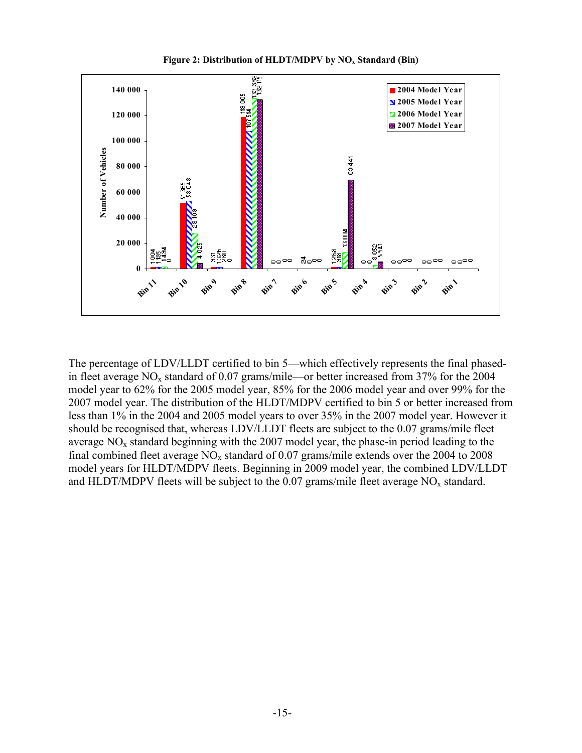**Figure 2: Distribution of HLDT/MDPV by $NO_x$ Standard (Bin)**

| Bin | 2004 Model Year | 2005 Model Year | 2006 Model Year | 2007 Model Year |
|---|---|---|---|---|
| Bin 11 | 1 004 | 1 185 | 1 494 | 0 |
| Bin 10 | 51 365 | 53 048 | 28 108 | 4 025 |
| Bin 9 | 931 | 1 236 | 280 | 0 |
| Bin 8 | 119 005 | 107 514 | 133 362 | 132 115 |
| Bin 7 | 0 | 0 | 0 | 0 |
| Bin 6 | 24 | 0 | 0 | 0 |
| Bin 5 | 1 268 | 918 | 13 004 | 69 441 |
| Bin 4 | 0 | 0 | 3 052 | 5 541 |
| Bin 3 | 0 | 0 | 0 | 0 |
| Bin 2 | 0 | 0 | 0 | 0 |
| Bin 1 | 0 | 0 | 0 | 0 |

The percentage of LDV/LLDT certified to bin 5—which effectively represents the final phased-in fleet average $NO_x$ standard of 0.07 grams/mile—or better increased from 37% for the 2004 model year to 62% for the 2005 model year, 85% for the 2006 model year and over 99% for the 2007 model year. The distribution of the HLDT/MDPV certified to bin 5 or better increased from less than 1% in the 2004 and 2005 model years to over 35% in the 2007 model year. However it should be recognised that, whereas LDV/LLDT fleets are subject to the 0.07 grams/mile fleet average $NO_x$ standard beginning with the 2007 model year, the phase-in period leading to the final combined fleet average $NO_x$ standard of 0.07 grams/mile extends over the 2004 to 2008 model years for HLDT/MDPV fleets. Beginning in 2009 model year, the combined LDV/LLDT and HLDT/MDPV fleets will be subject to the 0.07 grams/mile fleet average $NO_x$ standard.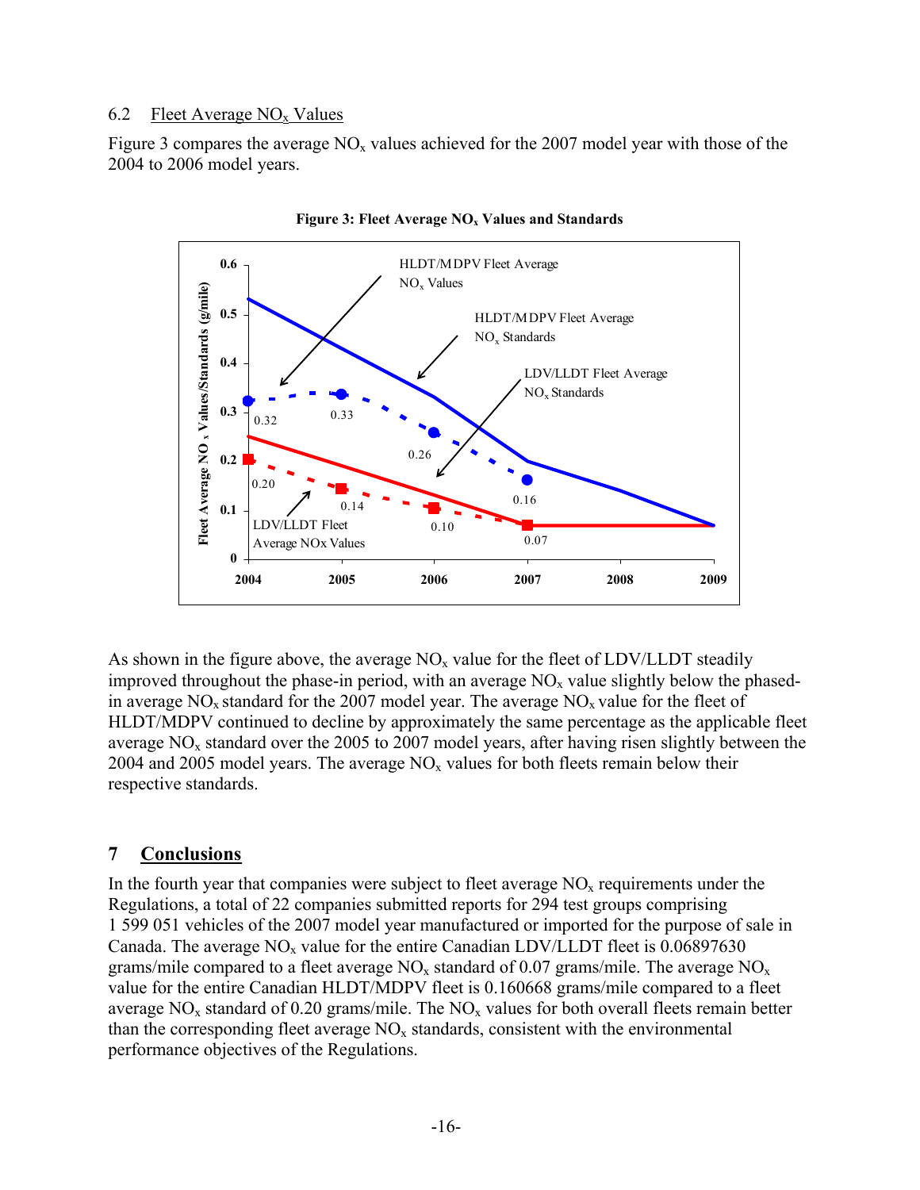### 6.2 Fleet Average $NO_x$ Values

Figure 3 compares the average $NO_x$ values achieved for the 2007 model year with those of the 2004 to 2006 model years.

**Figure 3: Fleet Average $NO_x$ Values and Standards**

As shown in the figure above, the average $NO_x$ value for the fleet of LDV/LLDT steadily improved throughout the phase-in period, with an average $NO_x$ value slightly below the phased-in average $NO_x$ standard for the 2007 model year. The average $NO_x$ value for the fleet of HLDT/MDPV continued to decline by approximately the same percentage as the applicable fleet average $NO_x$ standard over the 2005 to 2007 model years, after having risen slightly between the 2004 and 2005 model years. The average $NO_x$ values for both fleets remain below their respective standards.

## 7 Conclusions

In the fourth year that companies were subject to fleet average $NO_x$ requirements under the Regulations, a total of 22 companies submitted reports for 294 test groups comprising 1 599 051 vehicles of the 2007 model year manufactured or imported for the purpose of sale in Canada. The average $NO_x$ value for the entire Canadian LDV/LLDT fleet is 0.06897630 grams/mile compared to a fleet average $NO_x$ standard of 0.07 grams/mile. The average $NO_x$ value for the entire Canadian HLDT/MDPV fleet is 0.160668 grams/mile compared to a fleet average $NO_x$ standard of 0.20 grams/mile. The $NO_x$ values for both overall fleets remain better than the corresponding fleet average $NO_x$ standards, consistent with the environmental performance objectives of the Regulations.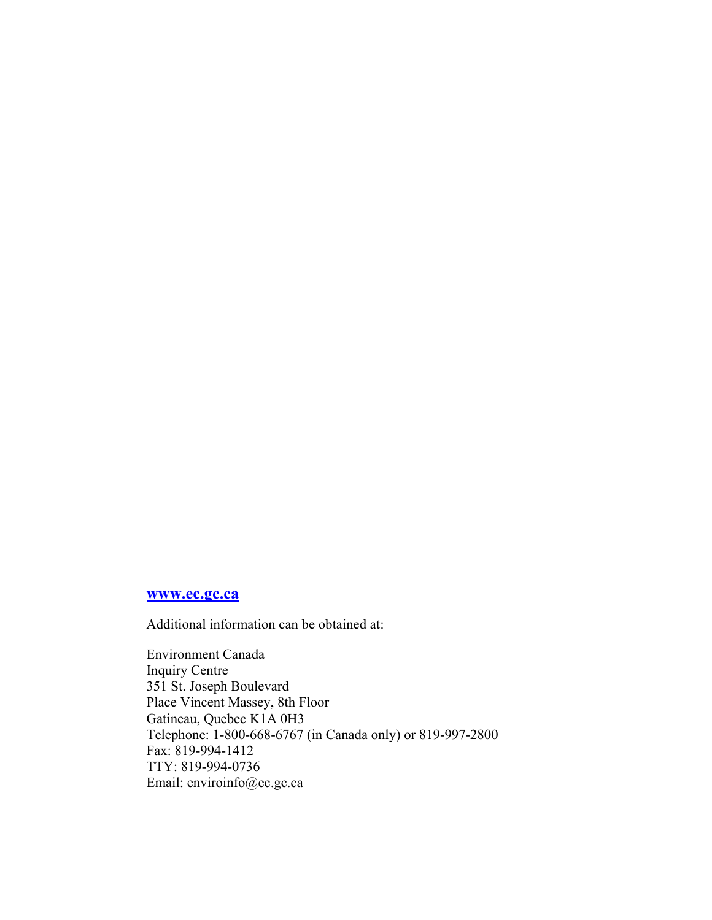**[www.ec.gc.ca](http://www.ec.gc.ca)**

Additional information can be obtained at:

Environment Canada
Inquiry Centre
351 St. Joseph Boulevard
Place Vincent Massey, 8th Floor
Gatineau, Quebec K1A 0H3
Telephone: 1-800-668-6767 (in Canada only) or 819-997-2800
Fax: 819-994-1412
TTY: 819-994-0736
Email: enviroinfo@ec.gc.ca